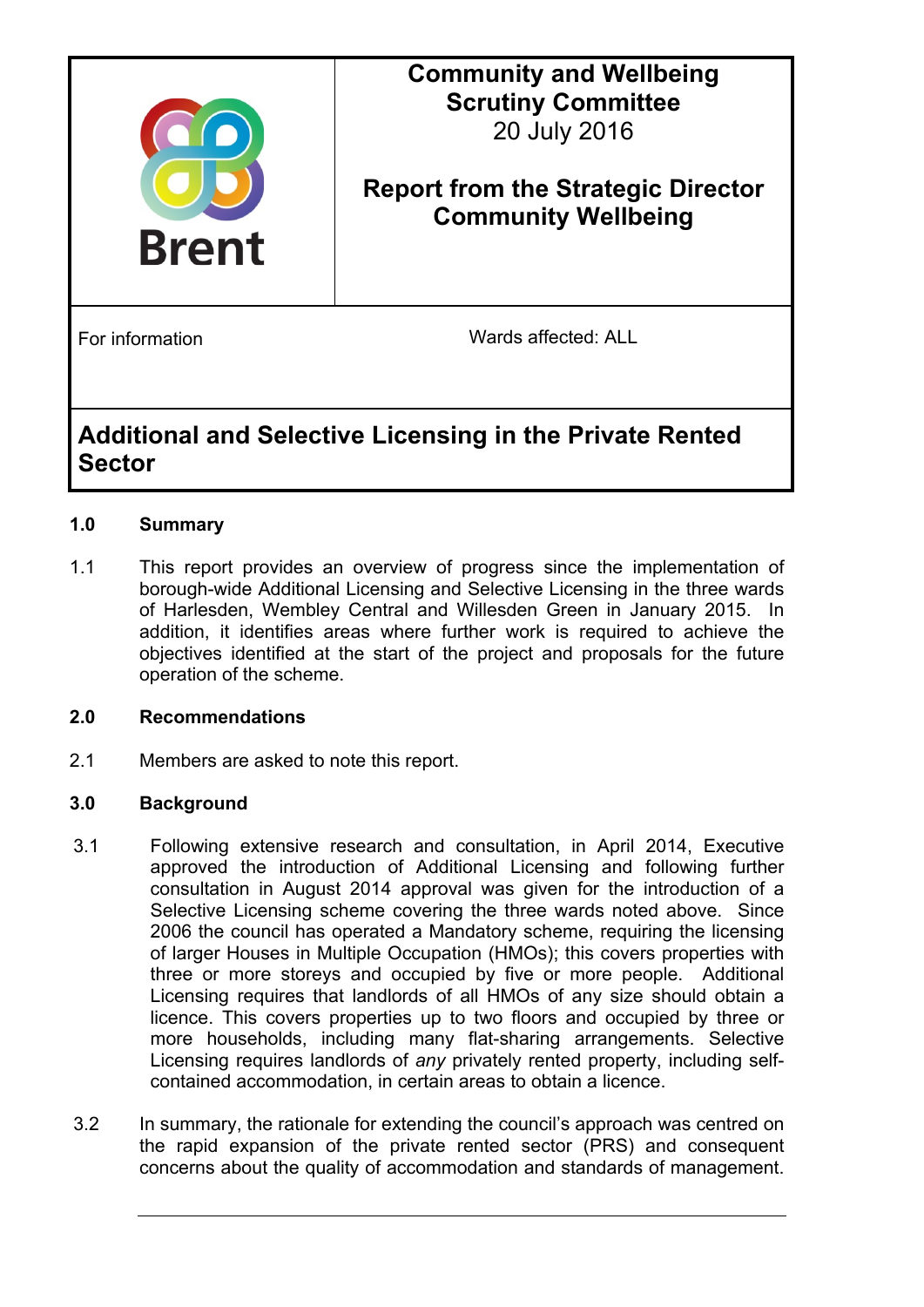**Brent**

**Community and Wellbeing Scrutiny Committee**
20 July 2016

**Report from the Strategic Director Community Wellbeing**

For information

Wards affected: ALL

# Additional and Selective Licensing in the Private Rented Sector

## 1.0 Summary

1.1 This report provides an overview of progress since the implementation of borough-wide Additional Licensing and Selective Licensing in the three wards of Harlesden, Wembley Central and Willesden Green in January 2015. In addition, it identifies areas where further work is required to achieve the objectives identified at the start of the project and proposals for the future operation of the scheme.

## 2.0 Recommendations

2.1 Members are asked to note this report.

## 3.0 Background

3.1 Following extensive research and consultation, in April 2014, Executive approved the introduction of Additional Licensing and following further consultation in August 2014 approval was given for the introduction of a Selective Licensing scheme covering the three wards noted above. Since 2006 the council has operated a Mandatory scheme, requiring the licensing of larger Houses in Multiple Occupation (HMOs); this covers properties with three or more storeys and occupied by five or more people. Additional Licensing requires that landlords of all HMOs of any size should obtain a licence. This covers properties up to two floors and occupied by three or more households, including many flat-sharing arrangements. Selective Licensing requires landlords of *any* privately rented property, including self-contained accommodation, in certain areas to obtain a licence.

3.2 In summary, the rationale for extending the council's approach was centred on the rapid expansion of the private rented sector (PRS) and consequent concerns about the quality of accommodation and standards of management.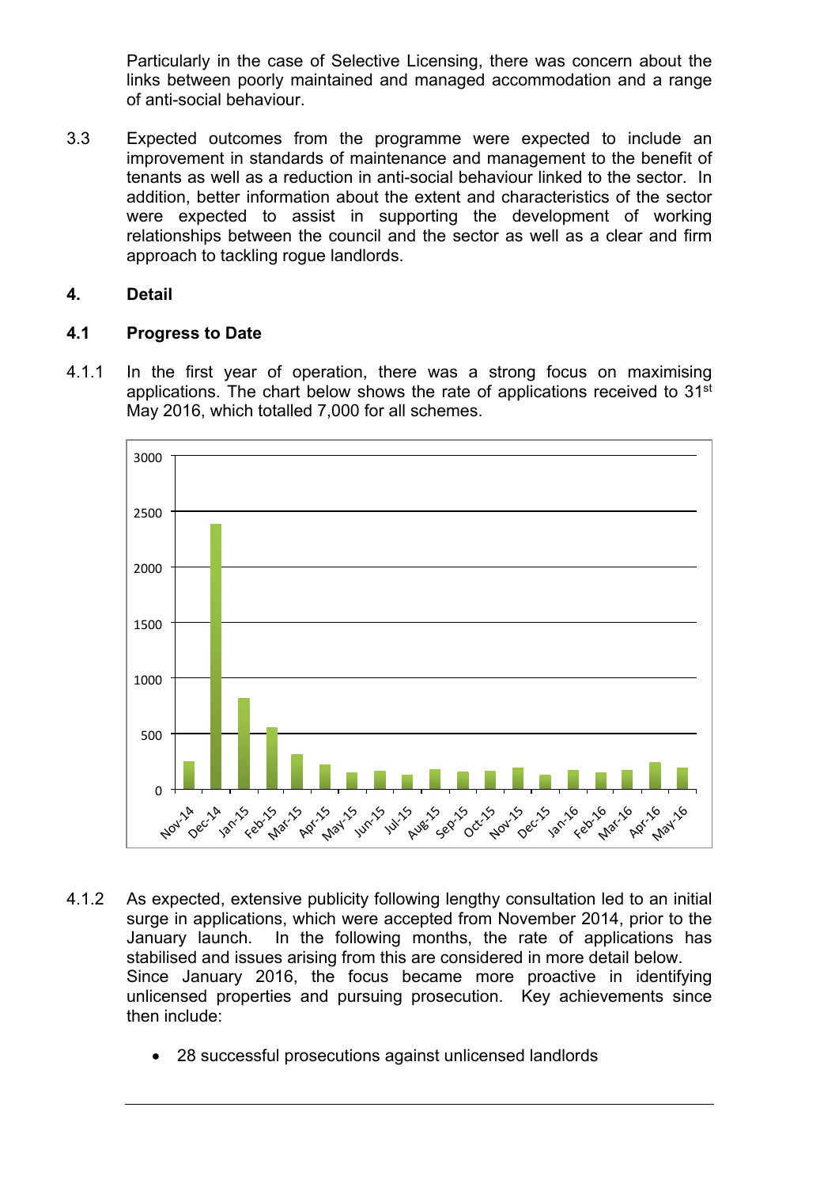Particularly in the case of Selective Licensing, there was concern about the links between poorly maintained and managed accommodation and a range of anti-social behaviour.

3.3 Expected outcomes from the programme were expected to include an improvement in standards of maintenance and management to the benefit of tenants as well as a reduction in anti-social behaviour linked to the sector. In addition, better information about the extent and characteristics of the sector were expected to assist in supporting the development of working relationships between the council and the sector as well as a clear and firm approach to tackling rogue landlords.

## 4. Detail

### 4.1 Progress to Date

4.1.1 In the first year of operation, there was a strong focus on maximising applications. The chart below shows the rate of applications received to 31st May 2016, which totalled 7,000 for all schemes.

4.1.2 As expected, extensive publicity following lengthy consultation led to an initial surge in applications, which were accepted from November 2014, prior to the January launch. In the following months, the rate of applications has stabilised and issues arising from this are considered in more detail below. Since January 2016, the focus became more proactive in identifying unlicensed properties and pursuing prosecution. Key achievements since then include:

- 28 successful prosecutions against unlicensed landlords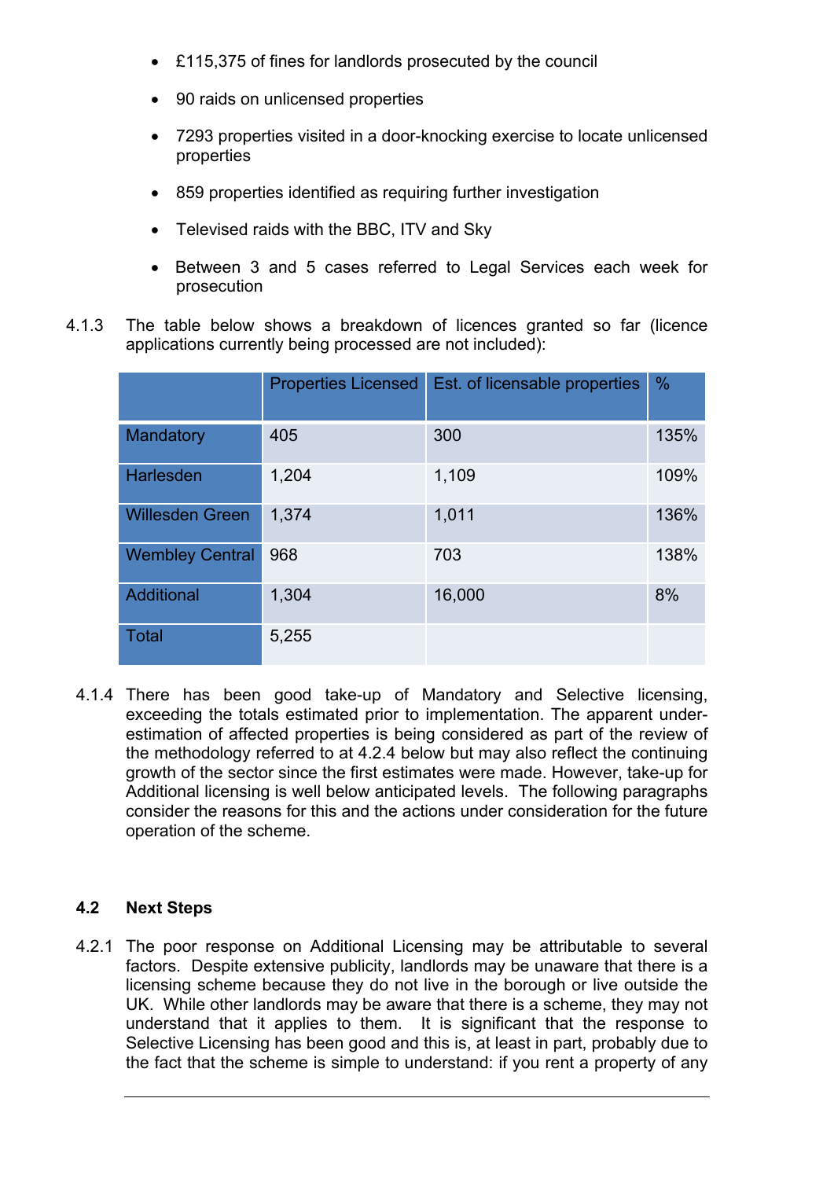- £115,375 of fines for landlords prosecuted by the council
- 90 raids on unlicensed properties
- 7293 properties visited in a door-knocking exercise to locate unlicensed properties
- 859 properties identified as requiring further investigation
- Televised raids with the BBC, ITV and Sky
- Between 3 and 5 cases referred to Legal Services each week for prosecution

4.1.3 The table below shows a breakdown of licences granted so far (licence applications currently being processed are not included):

| | Properties Licensed | Est. of licensable properties | % |
|---|---|---|---|
| Mandatory | 405 | 300 | 135% |
| Harlesden | 1,204 | 1,109 | 109% |
| Willesden Green | 1,374 | 1,011 | 136% |
| Wembley Central | 968 | 703 | 138% |
| Additional | 1,304 | 16,000 | 8% |
| Total | 5,255 | | |

4.1.4 There has been good take-up of Mandatory and Selective licensing, exceeding the totals estimated prior to implementation. The apparent under-estimation of affected properties is being considered as part of the review of the methodology referred to at 4.2.4 below but may also reflect the continuing growth of the sector since the first estimates were made. However, take-up for Additional licensing is well below anticipated levels. The following paragraphs consider the reasons for this and the actions under consideration for the future operation of the scheme.

### 4.2 Next Steps

4.2.1 The poor response on Additional Licensing may be attributable to several factors. Despite extensive publicity, landlords may be unaware that there is a licensing scheme because they do not live in the borough or live outside the UK. While other landlords may be aware that there is a scheme, they may not understand that it applies to them. It is significant that the response to Selective Licensing has been good and this is, at least in part, probably due to the fact that the scheme is simple to understand: if you rent a property of any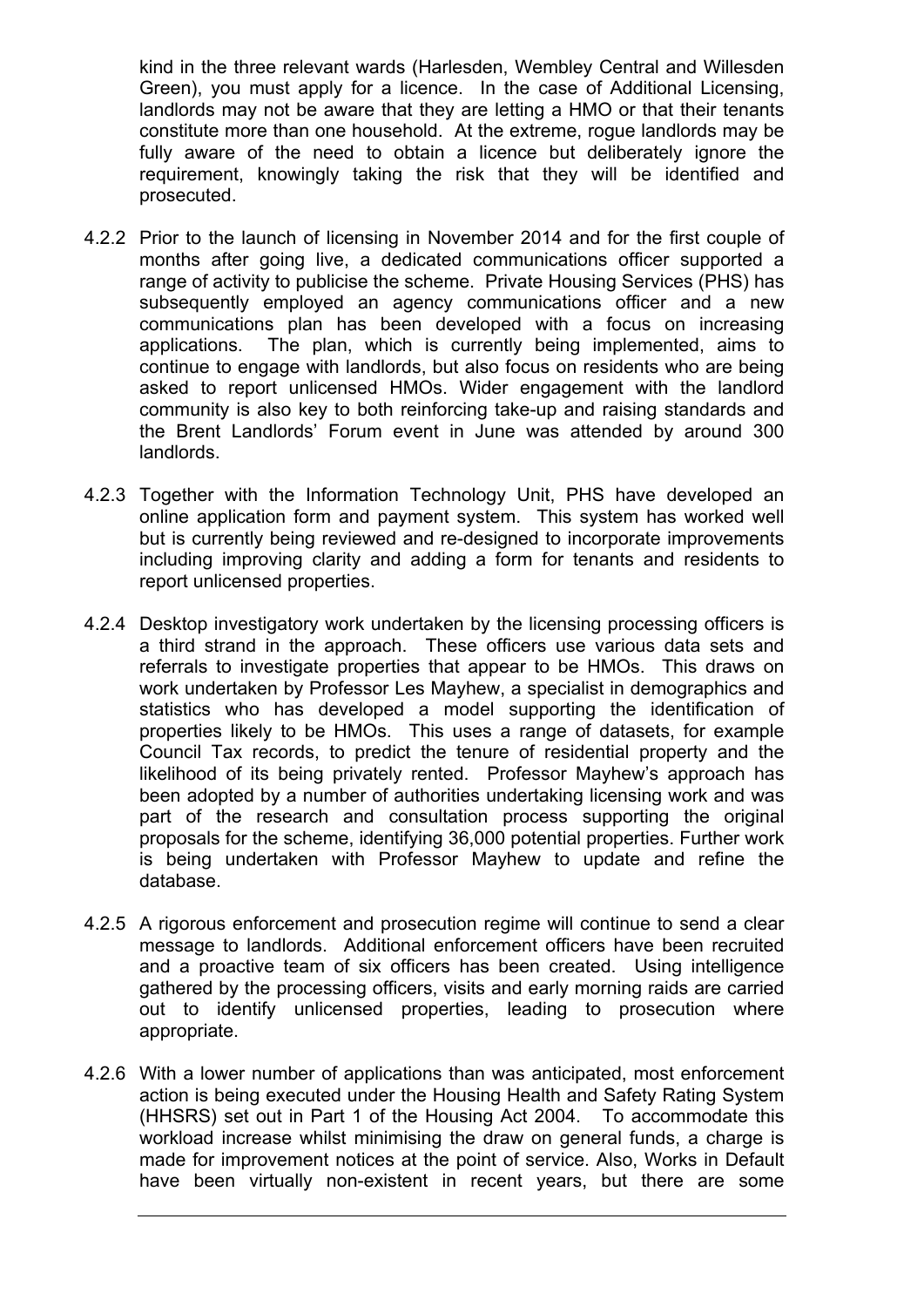kind in the three relevant wards (Harlesden, Wembley Central and Willesden Green), you must apply for a licence. In the case of Additional Licensing, landlords may not be aware that they are letting a HMO or that their tenants constitute more than one household. At the extreme, rogue landlords may be fully aware of the need to obtain a licence but deliberately ignore the requirement, knowingly taking the risk that they will be identified and prosecuted.

4.2.2 Prior to the launch of licensing in November 2014 and for the first couple of months after going live, a dedicated communications officer supported a range of activity to publicise the scheme. Private Housing Services (PHS) has subsequently employed an agency communications officer and a new communications plan has been developed with a focus on increasing applications. The plan, which is currently being implemented, aims to continue to engage with landlords, but also focus on residents who are being asked to report unlicensed HMOs. Wider engagement with the landlord community is also key to both reinforcing take-up and raising standards and the Brent Landlords' Forum event in June was attended by around 300 landlords.

4.2.3 Together with the Information Technology Unit, PHS have developed an online application form and payment system. This system has worked well but is currently being reviewed and re-designed to incorporate improvements including improving clarity and adding a form for tenants and residents to report unlicensed properties.

4.2.4 Desktop investigatory work undertaken by the licensing processing officers is a third strand in the approach. These officers use various data sets and referrals to investigate properties that appear to be HMOs. This draws on work undertaken by Professor Les Mayhew, a specialist in demographics and statistics who has developed a model supporting the identification of properties likely to be HMOs. This uses a range of datasets, for example Council Tax records, to predict the tenure of residential property and the likelihood of its being privately rented. Professor Mayhew's approach has been adopted by a number of authorities undertaking licensing work and was part of the research and consultation process supporting the original proposals for the scheme, identifying 36,000 potential properties. Further work is being undertaken with Professor Mayhew to update and refine the database.

4.2.5 A rigorous enforcement and prosecution regime will continue to send a clear message to landlords. Additional enforcement officers have been recruited and a proactive team of six officers has been created. Using intelligence gathered by the processing officers, visits and early morning raids are carried out to identify unlicensed properties, leading to prosecution where appropriate.

4.2.6 With a lower number of applications than was anticipated, most enforcement action is being executed under the Housing Health and Safety Rating System (HHSRS) set out in Part 1 of the Housing Act 2004. To accommodate this workload increase whilst minimising the draw on general funds, a charge is made for improvement notices at the point of service. Also, Works in Default have been virtually non-existent in recent years, but there are some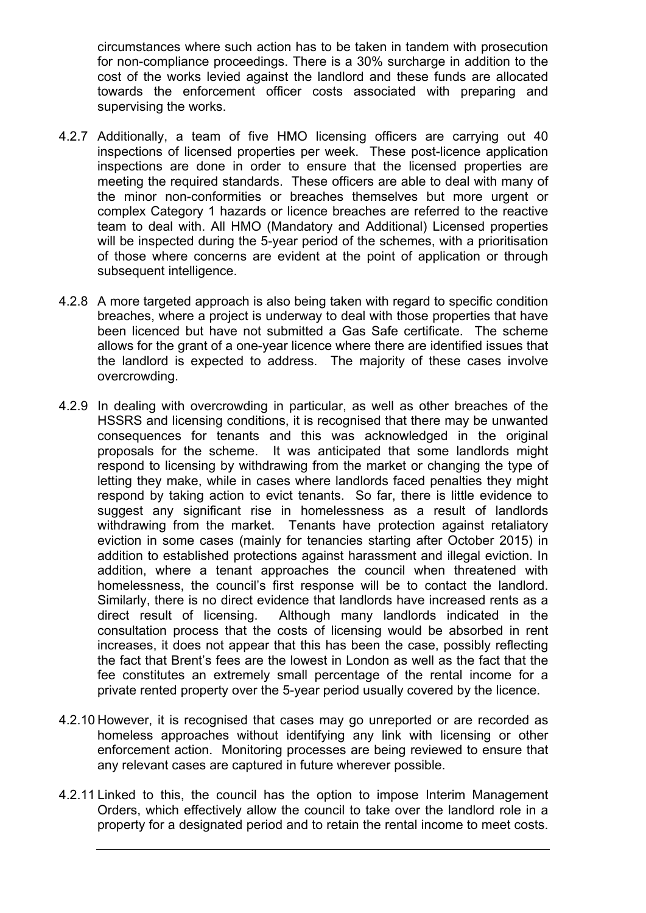circumstances where such action has to be taken in tandem with prosecution for non-compliance proceedings. There is a 30% surcharge in addition to the cost of the works levied against the landlord and these funds are allocated towards the enforcement officer costs associated with preparing and supervising the works.

4.2.7 Additionally, a team of five HMO licensing officers are carrying out 40 inspections of licensed properties per week. These post-licence application inspections are done in order to ensure that the licensed properties are meeting the required standards. These officers are able to deal with many of the minor non-conformities or breaches themselves but more urgent or complex Category 1 hazards or licence breaches are referred to the reactive team to deal with. All HMO (Mandatory and Additional) Licensed properties will be inspected during the 5-year period of the schemes, with a prioritisation of those where concerns are evident at the point of application or through subsequent intelligence.

4.2.8 A more targeted approach is also being taken with regard to specific condition breaches, where a project is underway to deal with those properties that have been licenced but have not submitted a Gas Safe certificate. The scheme allows for the grant of a one-year licence where there are identified issues that the landlord is expected to address. The majority of these cases involve overcrowding.

4.2.9 In dealing with overcrowding in particular, as well as other breaches of the HSSRS and licensing conditions, it is recognised that there may be unwanted consequences for tenants and this was acknowledged in the original proposals for the scheme. It was anticipated that some landlords might respond to licensing by withdrawing from the market or changing the type of letting they make, while in cases where landlords faced penalties they might respond by taking action to evict tenants. So far, there is little evidence to suggest any significant rise in homelessness as a result of landlords withdrawing from the market. Tenants have protection against retaliatory eviction in some cases (mainly for tenancies starting after October 2015) in addition to established protections against harassment and illegal eviction. In addition, where a tenant approaches the council when threatened with homelessness, the council's first response will be to contact the landlord. Similarly, there is no direct evidence that landlords have increased rents as a direct result of licensing. Although many landlords indicated in the consultation process that the costs of licensing would be absorbed in rent increases, it does not appear that this has been the case, possibly reflecting the fact that Brent's fees are the lowest in London as well as the fact that the fee constitutes an extremely small percentage of the rental income for a private rented property over the 5-year period usually covered by the licence.

4.2.10 However, it is recognised that cases may go unreported or are recorded as homeless approaches without identifying any link with licensing or other enforcement action. Monitoring processes are being reviewed to ensure that any relevant cases are captured in future wherever possible.

4.2.11 Linked to this, the council has the option to impose Interim Management Orders, which effectively allow the council to take over the landlord role in a property for a designated period and to retain the rental income to meet costs.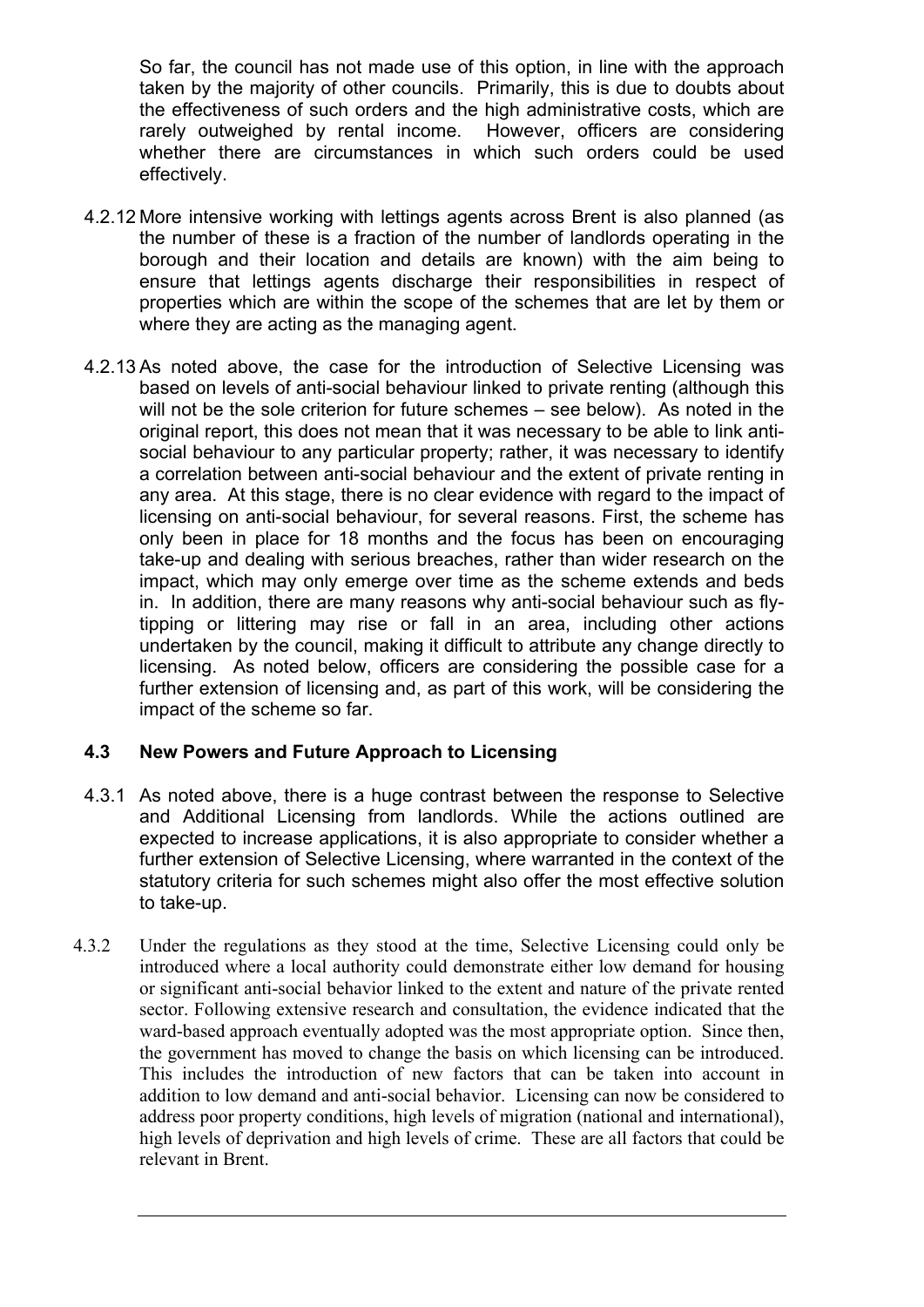So far, the council has not made use of this option, in line with the approach taken by the majority of other councils. Primarily, this is due to doubts about the effectiveness of such orders and the high administrative costs, which are rarely outweighed by rental income. However, officers are considering whether there are circumstances in which such orders could be used effectively.

4.2.12 More intensive working with lettings agents across Brent is also planned (as the number of these is a fraction of the number of landlords operating in the borough and their location and details are known) with the aim being to ensure that lettings agents discharge their responsibilities in respect of properties which are within the scope of the schemes that are let by them or where they are acting as the managing agent.

4.2.13 As noted above, the case for the introduction of Selective Licensing was based on levels of anti-social behaviour linked to private renting (although this will not be the sole criterion for future schemes – see below). As noted in the original report, this does not mean that it was necessary to be able to link anti-social behaviour to any particular property; rather, it was necessary to identify a correlation between anti-social behaviour and the extent of private renting in any area. At this stage, there is no clear evidence with regard to the impact of licensing on anti-social behaviour, for several reasons. First, the scheme has only been in place for 18 months and the focus has been on encouraging take-up and dealing with serious breaches, rather than wider research on the impact, which may only emerge over time as the scheme extends and beds in. In addition, there are many reasons why anti-social behaviour such as fly-tipping or littering may rise or fall in an area, including other actions undertaken by the council, making it difficult to attribute any change directly to licensing. As noted below, officers are considering the possible case for a further extension of licensing and, as part of this work, will be considering the impact of the scheme so far.

### 4.3 New Powers and Future Approach to Licensing

4.3.1 As noted above, there is a huge contrast between the response to Selective and Additional Licensing from landlords. While the actions outlined are expected to increase applications, it is also appropriate to consider whether a further extension of Selective Licensing, where warranted in the context of the statutory criteria for such schemes might also offer the most effective solution to take-up.

4.3.2 Under the regulations as they stood at the time, Selective Licensing could only be introduced where a local authority could demonstrate either low demand for housing or significant anti-social behavior linked to the extent and nature of the private rented sector. Following extensive research and consultation, the evidence indicated that the ward-based approach eventually adopted was the most appropriate option. Since then, the government has moved to change the basis on which licensing can be introduced. This includes the introduction of new factors that can be taken into account in addition to low demand and anti-social behavior. Licensing can now be considered to address poor property conditions, high levels of migration (national and international), high levels of deprivation and high levels of crime. These are all factors that could be relevant in Brent.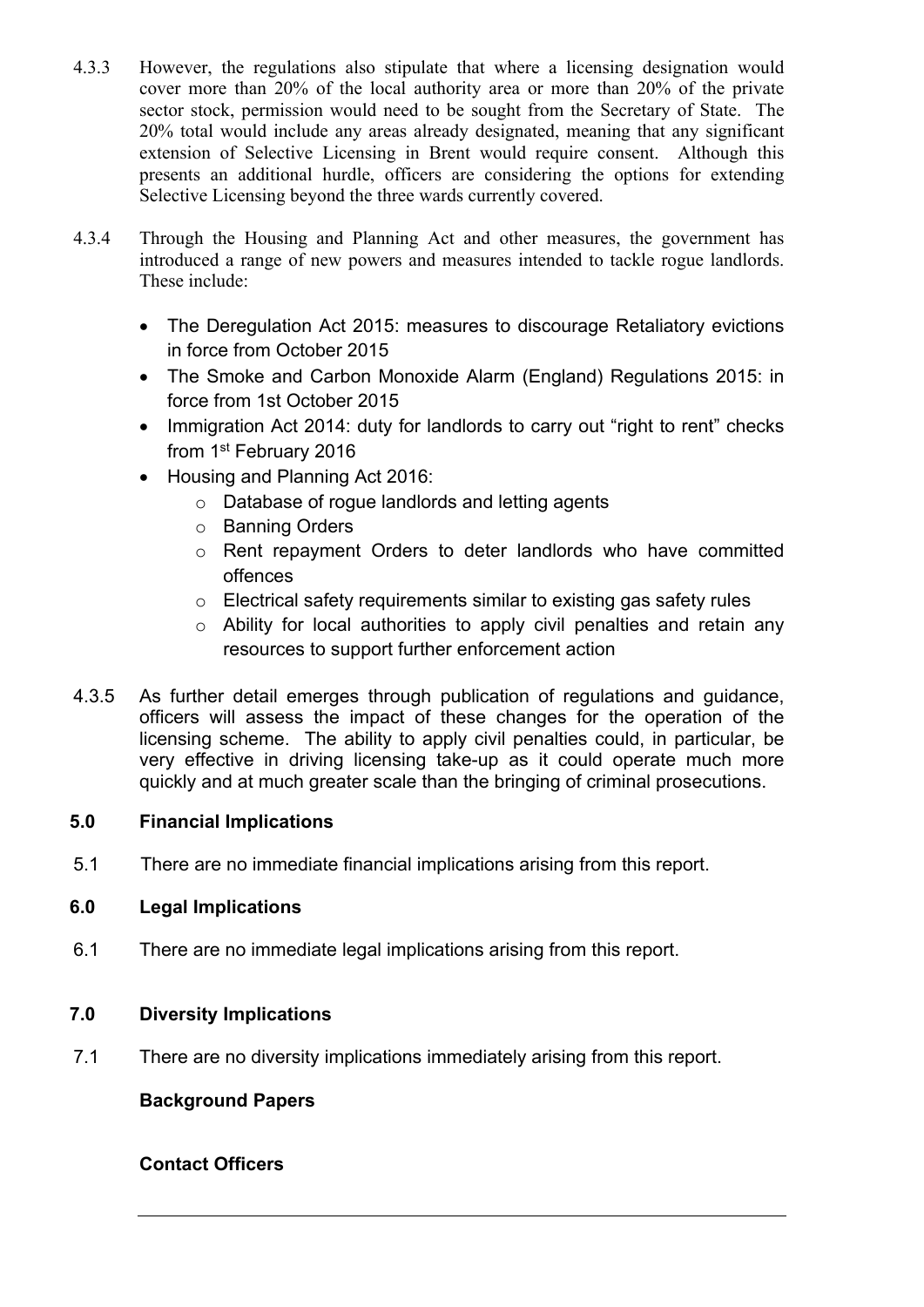4.3.3 However, the regulations also stipulate that where a licensing designation would cover more than 20% of the local authority area or more than 20% of the private sector stock, permission would need to be sought from the Secretary of State. The 20% total would include any areas already designated, meaning that any significant extension of Selective Licensing in Brent would require consent. Although this presents an additional hurdle, officers are considering the options for extending Selective Licensing beyond the three wards currently covered.

4.3.4 Through the Housing and Planning Act and other measures, the government has introduced a range of new powers and measures intended to tackle rogue landlords. These include:

- The Deregulation Act 2015: measures to discourage Retaliatory evictions in force from October 2015
- The Smoke and Carbon Monoxide Alarm (England) Regulations 2015: in force from 1st October 2015
- Immigration Act 2014: duty for landlords to carry out "right to rent" checks from 1st February 2016
- Housing and Planning Act 2016:
    - Database of rogue landlords and letting agents
    - Banning Orders
    - Rent repayment Orders to deter landlords who have committed offences
    - Electrical safety requirements similar to existing gas safety rules
    - Ability for local authorities to apply civil penalties and retain any resources to support further enforcement action

4.3.5 As further detail emerges through publication of regulations and guidance, officers will assess the impact of these changes for the operation of the licensing scheme. The ability to apply civil penalties could, in particular, be very effective in driving licensing take-up as it could operate much more quickly and at much greater scale than the bringing of criminal prosecutions.

## 5.0 Financial Implications

5.1 There are no immediate financial implications arising from this report.

## 6.0 Legal Implications

6.1 There are no immediate legal implications arising from this report.

## 7.0 Diversity Implications

7.1 There are no diversity implications immediately arising from this report.

**Background Papers**

**Contact Officers**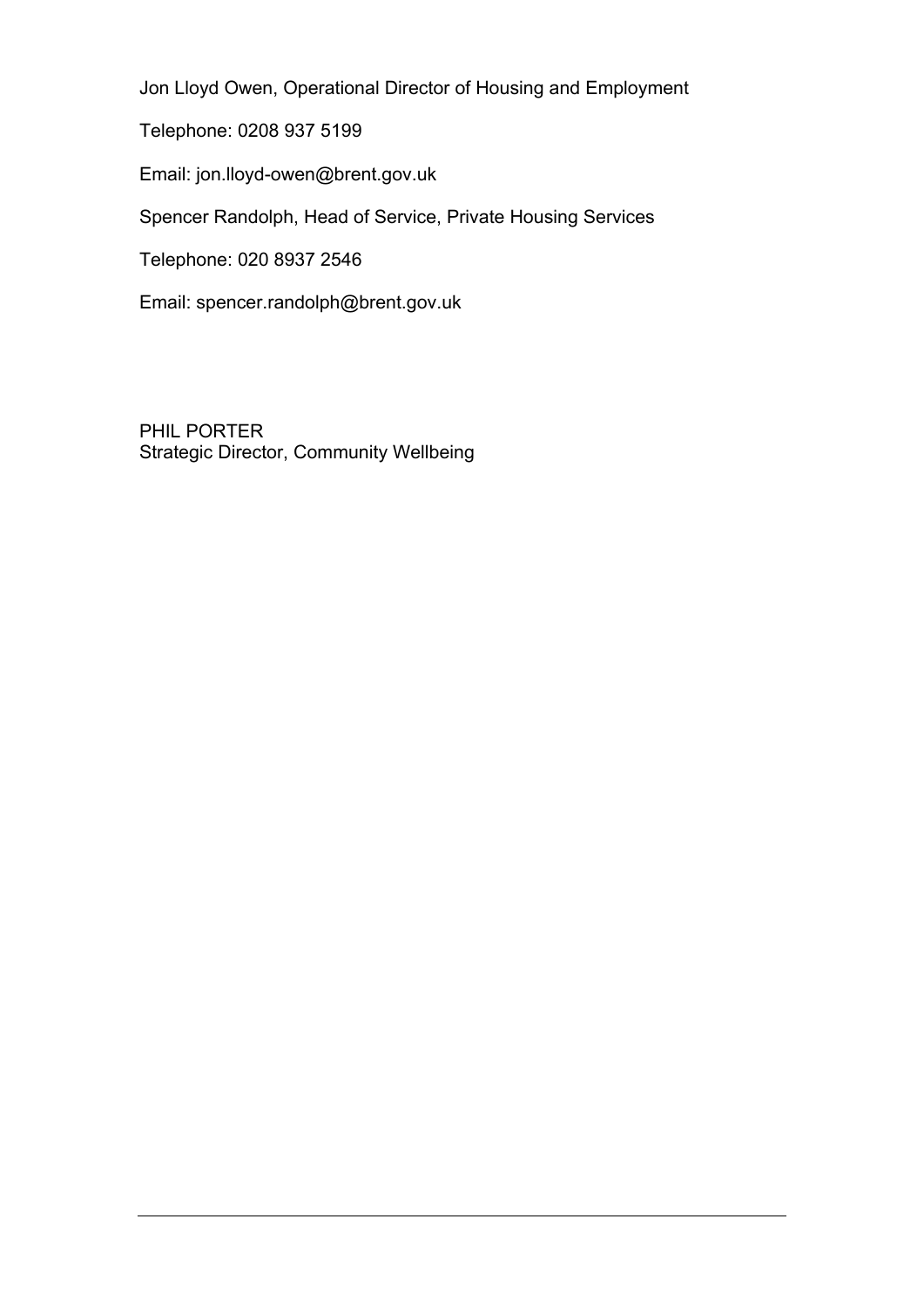Jon Lloyd Owen, Operational Director of Housing and Employment

Telephone: 0208 937 5199

Email: jon.lloyd-owen@brent.gov.uk

Spencer Randolph, Head of Service, Private Housing Services

Telephone: 020 8937 2546

Email: spencer.randolph@brent.gov.uk

PHIL PORTER
Strategic Director, Community Wellbeing